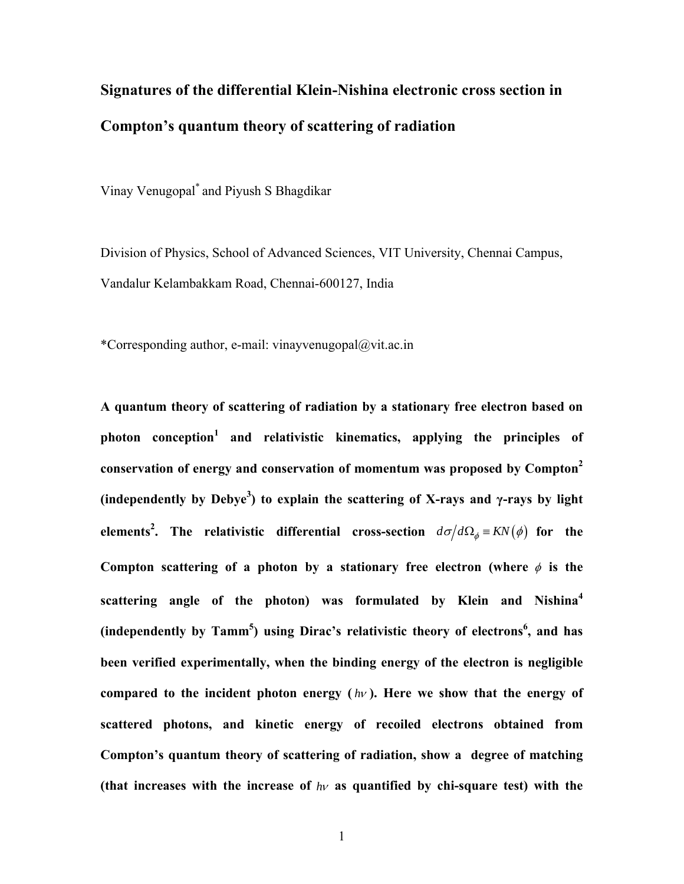# Signatures of the differential Klein-Nishina electronic cross section in Compton's quantum theory of scattering of radiation

Vinay Venugopal* and Piyush S Bhagdikar

Division of Physics, School of Advanced Sciences, VIT University, Chennai Campus, Vandalur Kelambakkam Road, Chennai-600127, India

*Corresponding author, e-mail: vinayvenugopal@vit.ac.in

**A quantum theory of scattering of radiation by a stationary free electron based on photon conception[1] and relativistic kinematics, applying the principles of conservation of energy and conservation of momentum was proposed by Compton[2] (independently by Debye[3]) to explain the scattering of X-rays and γ-rays by light elements[2]. The relativistic differential cross-section $d\sigma/d\Omega_\phi \equiv KN(\phi)$ for the Compton scattering of a photon by a stationary free electron (where $\phi$ is the scattering angle of the photon) was formulated by Klein and Nishina[4] (independently by Tamm[5]) using Dirac's relativistic theory of electrons[6], and has been verified experimentally, when the binding energy of the electron is negligible compared to the incident photon energy ($h\nu$). Here we show that the energy of scattered photons, and kinetic energy of recoiled electrons obtained from Compton's quantum theory of scattering of radiation, show a degree of matching (that increases with the increase of $h\nu$ as quantified by chi-square test) with the**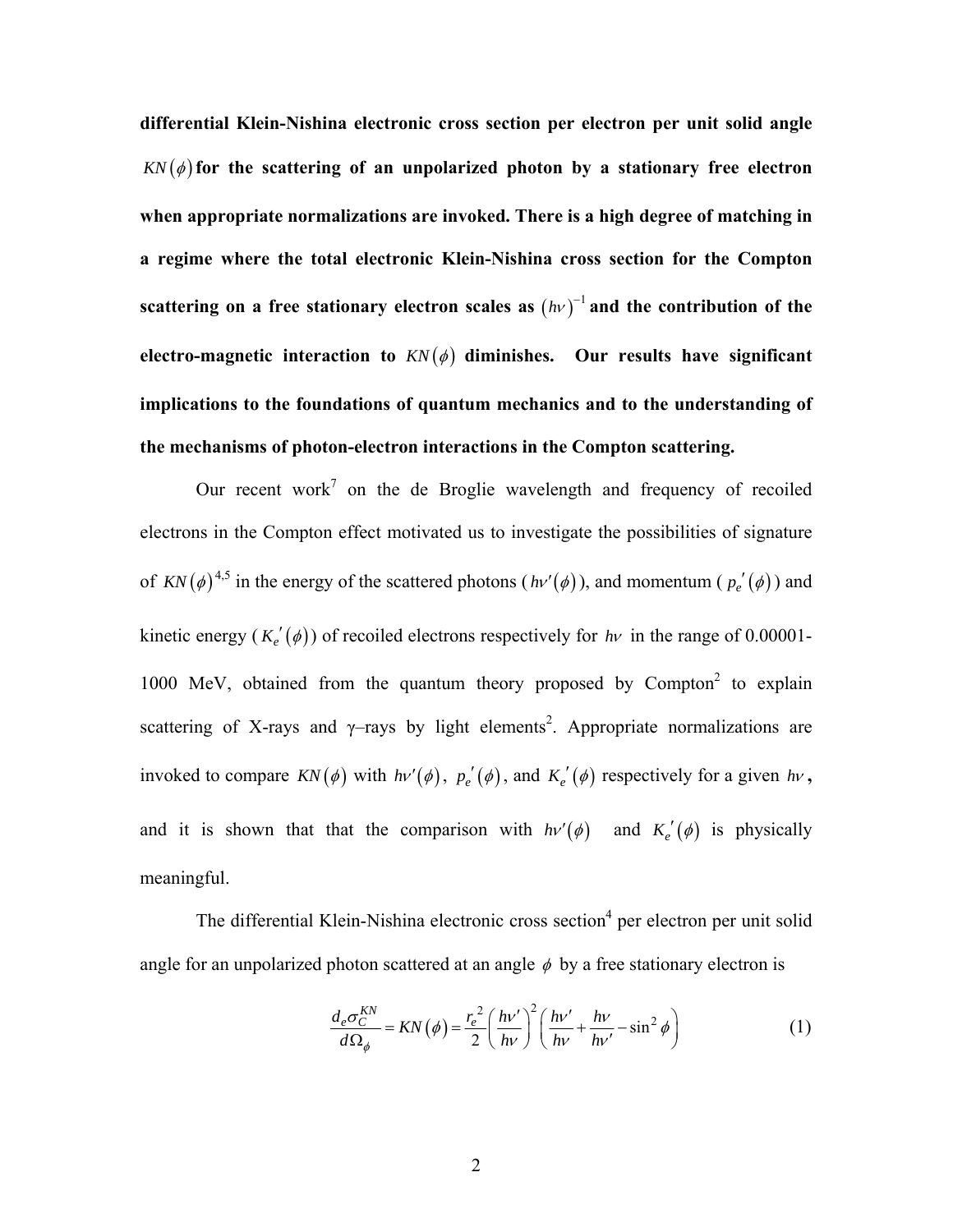**differential Klein-Nishina electronic cross section per electron per unit solid angle $KN(\phi)$ for the scattering of an unpolarized photon by a stationary free electron when appropriate normalizations are invoked. There is a high degree of matching in a regime where the total electronic Klein-Nishina cross section for the Compton scattering on a free stationary electron scales as $(h\nu)^{-1}$ and the contribution of the electro-magnetic interaction to $KN(\phi)$ diminishes. Our results have significant implications to the foundations of quantum mechanics and to the understanding of the mechanisms of photon-electron interactions in the Compton scattering.**

Our recent work[7] on the de Broglie wavelength and frequency of recoiled electrons in the Compton effect motivated us to investigate the possibilities of signature of $KN(\phi)$[4,5] in the energy of the scattered photons ($h\nu'(\phi)$), and momentum ($p_e'(\phi)$) and kinetic energy ($K_e'(\phi)$) of recoiled electrons respectively for $h\nu$ in the range of 0.00001-1000 MeV, obtained from the quantum theory proposed by Compton[2] to explain scattering of X-rays and γ–rays by light elements[2]. Appropriate normalizations are invoked to compare $KN(\phi)$ with $h\nu'(\phi)$, $p_e'(\phi)$, and $K_e'(\phi)$ respectively for a given $h\nu$**,** and it is shown that that the comparison with $h\nu'(\phi)$ and $K_e'(\phi)$ is physically meaningful.

The differential Klein-Nishina electronic cross section[4] per electron per unit solid angle for an unpolarized photon scattered at an angle $\phi$ by a free stationary electron is

$$\frac{d_e\sigma_C^{KN}}{d\Omega_\phi} = KN(\phi) = \frac{r_e^2}{2}\left(\frac{h\nu'}{h\nu}\right)^2\left(\frac{h\nu'}{h\nu} + \frac{h\nu}{h\nu'} - \sin^2\phi\right) \tag{1}$$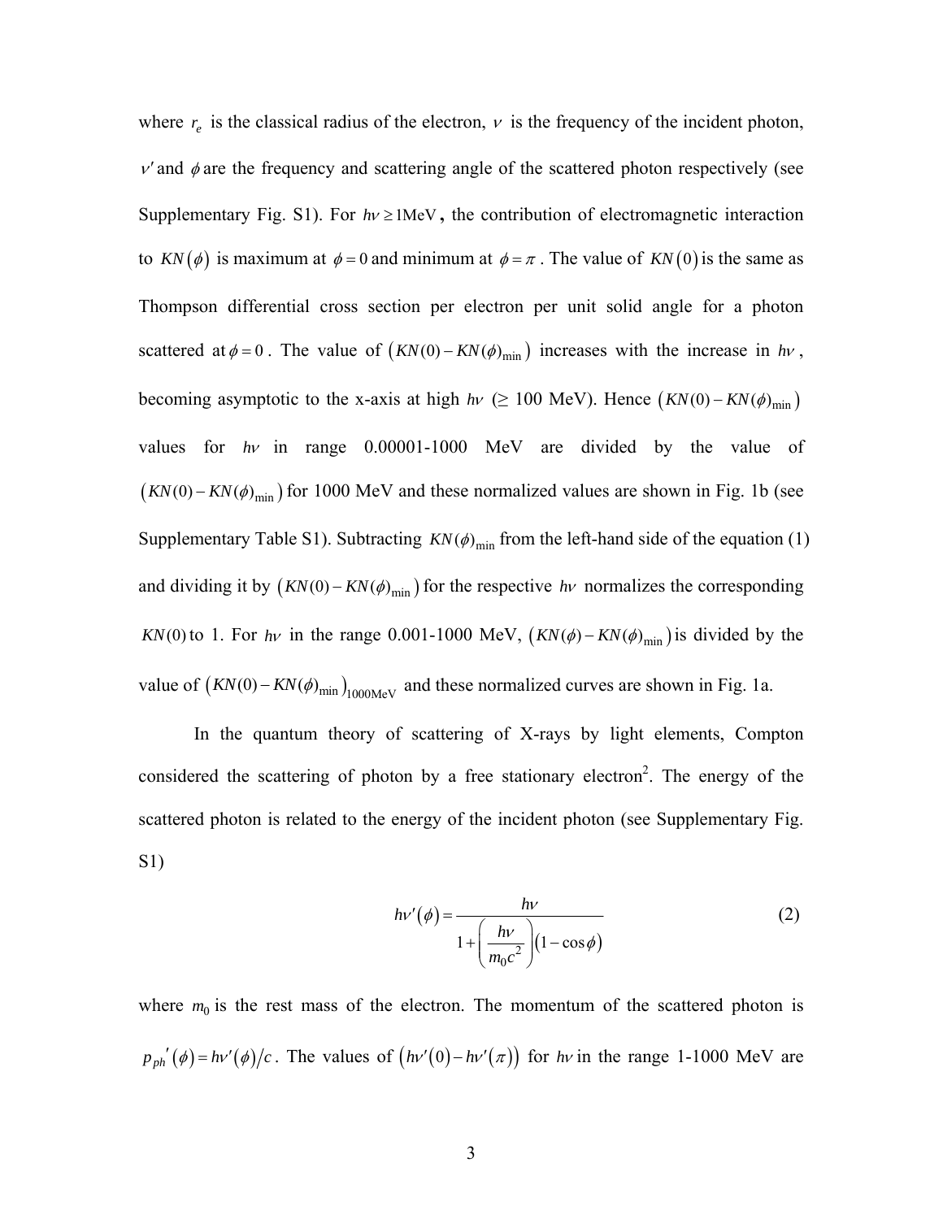where $r_e$ is the classical radius of the electron, $\nu$ is the frequency of the incident photon, $\nu'$ and $\phi$ are the frequency and scattering angle of the scattered photon respectively (see Supplementary Fig. S1). For $h\nu \geq 1\text{MeV}$, the contribution of electromagnetic interaction to $KN(\phi)$ is maximum at $\phi = 0$ and minimum at $\phi = \pi$. The value of $KN(0)$ is the same as Thompson differential cross section per electron per unit solid angle for a photon scattered at $\phi = 0$. The value of $(KN(0) - KN(\phi)_{\min})$ increases with the increase in $h\nu$, becoming asymptotic to the x-axis at high $h\nu$ (≥ 100 MeV). Hence $(KN(0) - KN(\phi)_{\min})$ values for $h\nu$ in range 0.00001-1000 MeV are divided by the value of $(KN(0) - KN(\phi)_{\min})$ for 1000 MeV and these normalized values are shown in Fig. 1b (see Supplementary Table S1). Subtracting $KN(\phi)_{\min}$ from the left-hand side of the equation (1) and dividing it by $(KN(0) - KN(\phi)_{\min})$ for the respective $h\nu$ normalizes the corresponding $KN(0)$ to 1. For $h\nu$ in the range 0.001-1000 MeV, $(KN(\phi) - KN(\phi)_{\min})$ is divided by the value of $(KN(0) - KN(\phi)_{\min})_{1000\text{MeV}}$ and these normalized curves are shown in Fig. 1a.

In the quantum theory of scattering of X-rays by light elements, Compton considered the scattering of photon by a free stationary electron[2]. The energy of the scattered photon is related to the energy of the incident photon (see Supplementary Fig. S1)

$$h\nu'(\phi) = \frac{h\nu}{1 + \left(\dfrac{h\nu}{m_0 c^2}\right)(1 - \cos\phi)} \tag{2}$$

where $m_0$ is the rest mass of the electron. The momentum of the scattered photon is $p_{ph}{}'(\phi) = h\nu'(\phi)/c$. The values of $(h\nu'(0) - h\nu'(\pi))$ for $h\nu$ in the range 1-1000 MeV are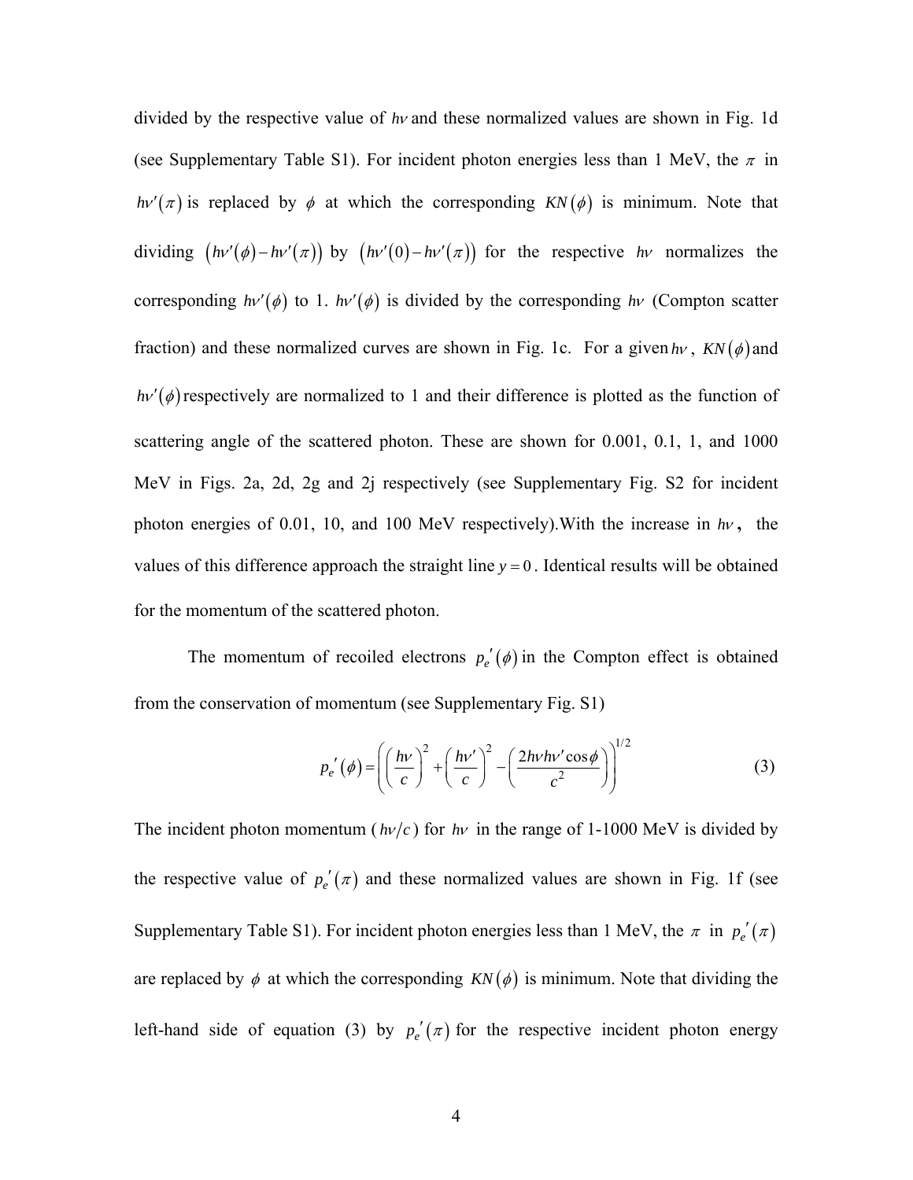divided by the respective value of $h\nu$ and these normalized values are shown in Fig. 1d (see Supplementary Table S1). For incident photon energies less than 1 MeV, the $\pi$ in $h\nu'(\pi)$ is replaced by $\phi$ at which the corresponding $KN(\phi)$ is minimum. Note that dividing $(h\nu'(\phi)-h\nu'(\pi))$ by $(h\nu'(0)-h\nu'(\pi))$ for the respective $h\nu$ normalizes the corresponding $h\nu'(\phi)$ to 1. $h\nu'(\phi)$ is divided by the corresponding $h\nu$ (Compton scatter fraction) and these normalized curves are shown in Fig. 1c. For a given $h\nu$, $KN(\phi)$ and $h\nu'(\phi)$ respectively are normalized to 1 and their difference is plotted as the function of scattering angle of the scattered photon. These are shown for 0.001, 0.1, 1, and 1000 MeV in Figs. 2a, 2d, 2g and 2j respectively (see Supplementary Fig. S2 for incident photon energies of 0.01, 10, and 100 MeV respectively).With the increase in $h\nu$, the values of this difference approach the straight line $y=0$. Identical results will be obtained for the momentum of the scattered photon.

The momentum of recoiled electrons $p_e'(\phi)$ in the Compton effect is obtained from the conservation of momentum (see Supplementary Fig. S1)

$$p_e'(\phi)=\left(\left(\frac{h\nu}{c}\right)^2+\left(\frac{h\nu'}{c}\right)^2-\left(\frac{2h\nu h\nu'\cos\phi}{c^2}\right)\right)^{1/2} \tag{3}$$

The incident photon momentum ($h\nu/c$) for $h\nu$ in the range of 1-1000 MeV is divided by the respective value of $p_e'(\pi)$ and these normalized values are shown in Fig. 1f (see Supplementary Table S1). For incident photon energies less than 1 MeV, the $\pi$ in $p_e'(\pi)$ are replaced by $\phi$ at which the corresponding $KN(\phi)$ is minimum. Note that dividing the left-hand side of equation (3) by $p_e'(\pi)$ for the respective incident photon energy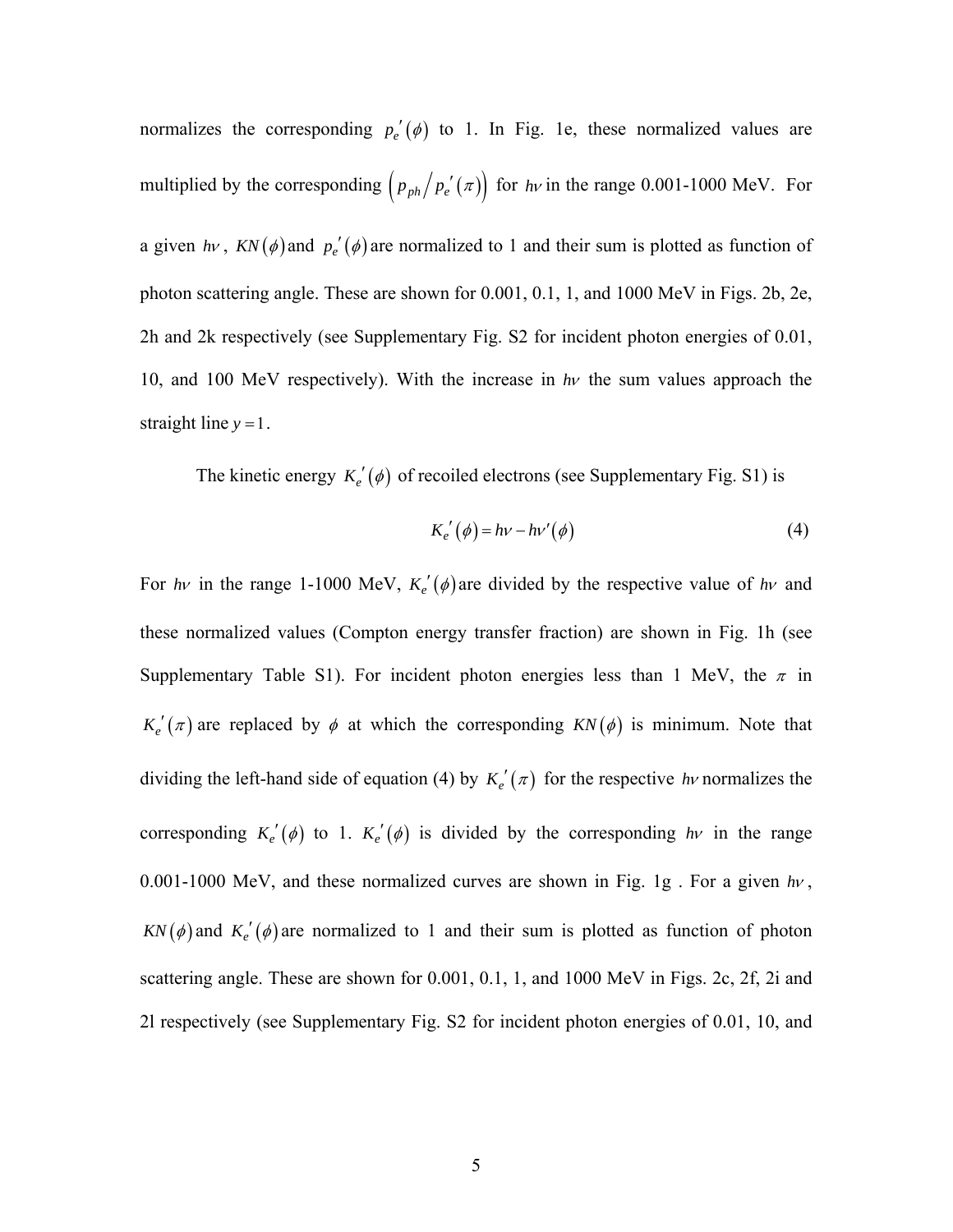normalizes the corresponding $p_e'(\phi)$ to 1. In Fig. 1e, these normalized values are multiplied by the corresponding $\left(p_{ph}/p_e'(\pi)\right)$ for $h\nu$ in the range 0.001-1000 MeV. For a given $h\nu$, $KN(\phi)$ and $p_e'(\phi)$ are normalized to 1 and their sum is plotted as function of photon scattering angle. These are shown for 0.001, 0.1, 1, and 1000 MeV in Figs. 2b, 2e, 2h and 2k respectively (see Supplementary Fig. S2 for incident photon energies of 0.01, 10, and 100 MeV respectively). With the increase in $h\nu$ the sum values approach the straight line $y=1$.

The kinetic energy $K_e'(\phi)$ of recoiled electrons (see Supplementary Fig. S1) is

$$K_e'(\phi) = h\nu - h\nu'(\phi) \tag{4}$$

For $h\nu$ in the range 1-1000 MeV, $K_e'(\phi)$ are divided by the respective value of $h\nu$ and these normalized values (Compton energy transfer fraction) are shown in Fig. 1h (see Supplementary Table S1). For incident photon energies less than 1 MeV, the $\pi$ in $K_e'(\pi)$ are replaced by $\phi$ at which the corresponding $KN(\phi)$ is minimum. Note that dividing the left-hand side of equation (4) by $K_e'(\pi)$ for the respective $h\nu$ normalizes the corresponding $K_e'(\phi)$ to 1. $K_e'(\phi)$ is divided by the corresponding $h\nu$ in the range 0.001-1000 MeV, and these normalized curves are shown in Fig. 1g . For a given $h\nu$, $KN(\phi)$ and $K_e'(\phi)$ are normalized to 1 and their sum is plotted as function of photon scattering angle. These are shown for 0.001, 0.1, 1, and 1000 MeV in Figs. 2c, 2f, 2i and 2l respectively (see Supplementary Fig. S2 for incident photon energies of 0.01, 10, and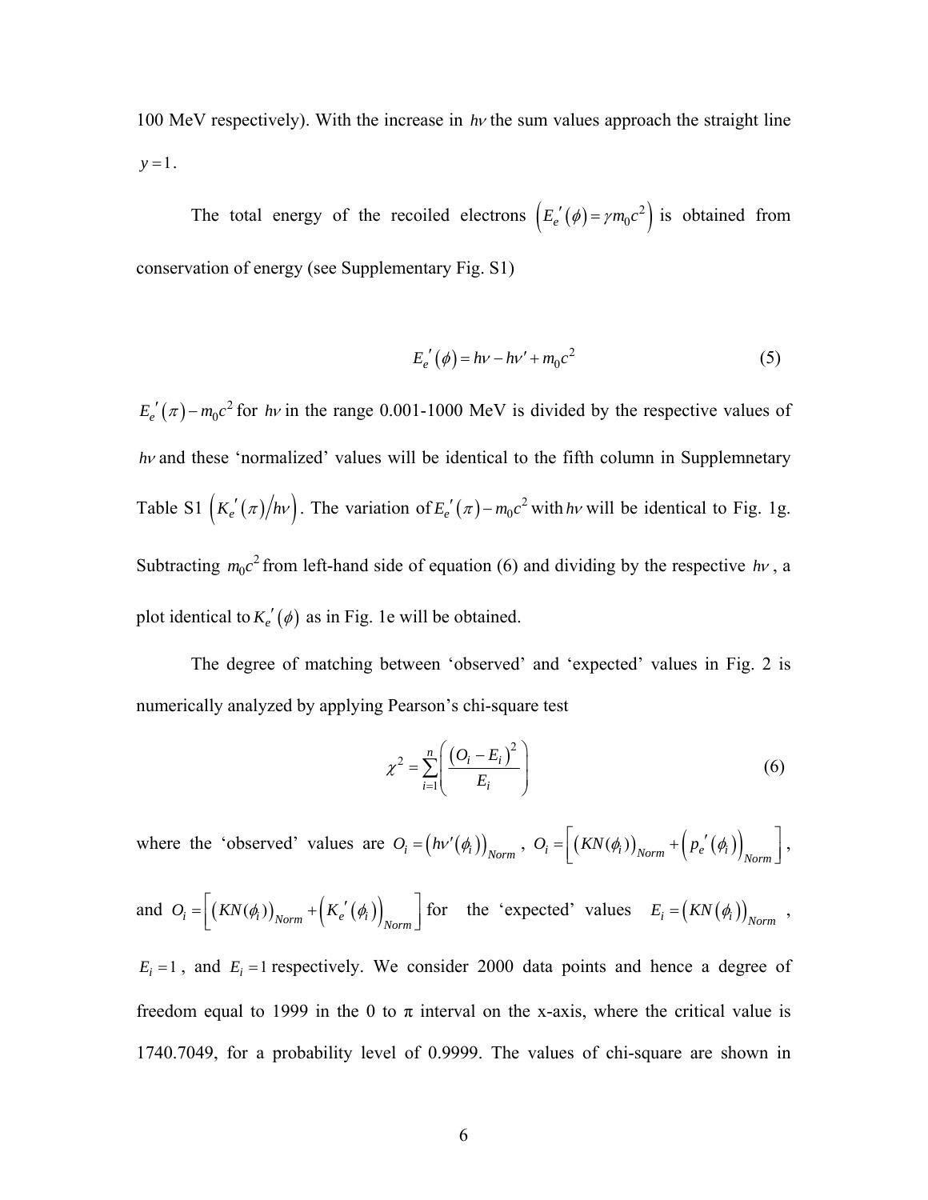100 MeV respectively). With the increase in $h\nu$ the sum values approach the straight line $y=1$.

The total energy of the recoiled electrons $\left(E_e'(\phi)=\gamma m_0 c^2\right)$ is obtained from conservation of energy (see Supplementary Fig. S1)

$$E_e'(\phi)=h\nu-h\nu'+m_0c^2 \tag{5}$$

$E_e'(\pi)-m_0c^2$ for $h\nu$ in the range 0.001-1000 MeV is divided by the respective values of $h\nu$ and these 'normalized' values will be identical to the fifth column in Supplemnetary Table S1 $\left(K_e'(\pi)/h\nu\right)$. The variation of $E_e'(\pi)-m_0c^2$ with $h\nu$ will be identical to Fig. 1g. Subtracting $m_0c^2$ from left-hand side of equation (6) and dividing by the respective $h\nu$, a plot identical to $K_e'(\phi)$ as in Fig. 1e will be obtained.

The degree of matching between 'observed' and 'expected' values in Fig. 2 is numerically analyzed by applying Pearson's chi-square test

$$\chi^2=\sum_{i=1}^{n}\left(\frac{\left(O_i-E_i\right)^2}{E_i}\right) \tag{6}$$

where the 'observed' values are $O_i=\left(h\nu'(\phi_i)\right)_{Norm}$, $O_i=\left[\left(KN(\phi_i)\right)_{Norm}+\left(p_e'(\phi_i)\right)_{Norm}\right]$, and $O_i=\left[\left(KN(\phi_i)\right)_{Norm}+\left(K_e'(\phi_i)\right)_{Norm}\right]$ for the 'expected' values $E_i=\left(KN(\phi_i)\right)_{Norm}$, $E_i=1$, and $E_i=1$ respectively. We consider 2000 data points and hence a degree of freedom equal to 1999 in the 0 to π interval on the x-axis, where the critical value is 1740.7049, for a probability level of 0.9999. The values of chi-square are shown in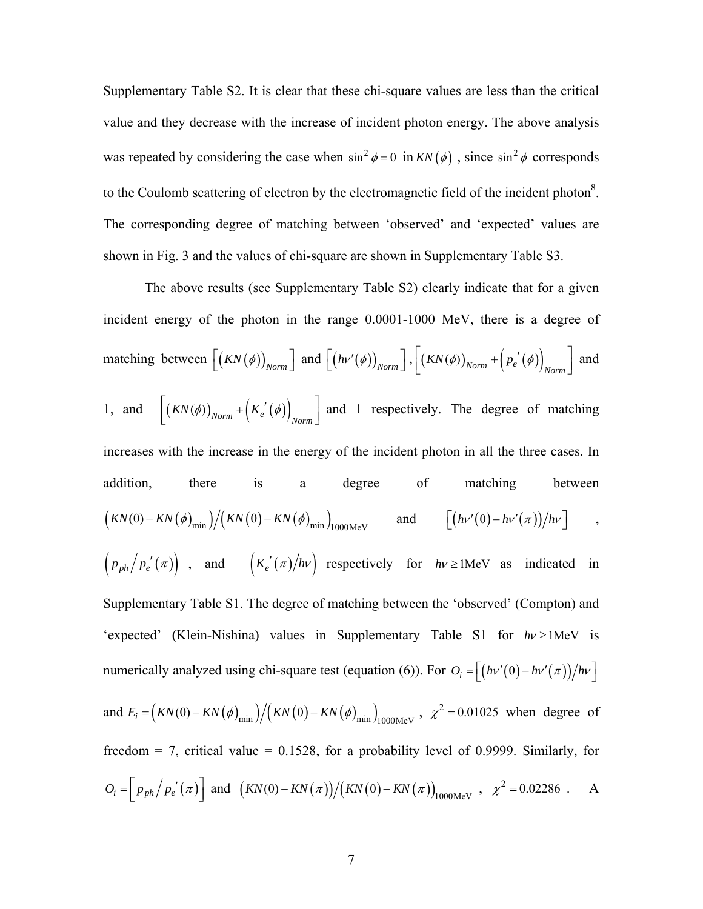Supplementary Table S2. It is clear that these chi-square values are less than the critical value and they decrease with the increase of incident photon energy. The above analysis was repeated by considering the case when $\sin^2\phi = 0$ in $KN(\phi)$, since $\sin^2\phi$ corresponds to the Coulomb scattering of electron by the electromagnetic field of the incident photon[8]. The corresponding degree of matching between 'observed' and 'expected' values are shown in Fig. 3 and the values of chi-square are shown in Supplementary Table S3.

The above results (see Supplementary Table S2) clearly indicate that for a given incident energy of the photon in the range 0.0001-1000 MeV, there is a degree of matching between $\left[\left(KN(\phi)\right)_{Norm}\right]$ and $\left[\left(h\nu'(\phi)\right)_{Norm}\right]$, $\left[\left(KN(\phi)\right)_{Norm} + \left(p_e'(\phi)\right)_{Norm}\right]$ and 1, and $\left[\left(KN(\phi)\right)_{Norm} + \left(K_e'(\phi)\right)_{Norm}\right]$ and 1 respectively. The degree of matching increases with the increase in the energy of the incident photon in all the three cases. In addition, there is a degree of matching between $\left(KN(0) - KN(\phi)_{\min}\right) / \left(KN(0) - KN(\phi)_{\min}\right)_{1000\text{MeV}}$ and $\left[\left(h\nu'(0) - h\nu'(\pi)\right)/h\nu\right]$, $\left(p_{ph}/p_e'(\pi)\right)$, and $\left(K_e'(\pi)/h\nu\right)$ respectively for $h\nu \geq 1\text{MeV}$ as indicated in Supplementary Table S1. The degree of matching between the 'observed' (Compton) and 'expected' (Klein-Nishina) values in Supplementary Table S1 for $h\nu \geq 1\text{MeV}$ is numerically analyzed using chi-square test (equation (6)). For $O_i = \left[\left(h\nu'(0) - h\nu'(\pi)\right)/h\nu\right]$ and $E_i = \left(KN(0) - KN(\phi)_{\min}\right) / \left(KN(0) - KN(\phi)_{\min}\right)_{1000\text{MeV}}$, $\chi^2 = 0.01025$ when degree of freedom = 7, critical value = 0.1528, for a probability level of 0.9999. Similarly, for $O_i = \left[p_{ph}/p_e'(\pi)\right]$ and $\left(KN(0) - KN(\pi)\right) / \left(KN(0) - KN(\pi)\right)_{1000\text{MeV}}$, $\chi^2 = 0.02286$. A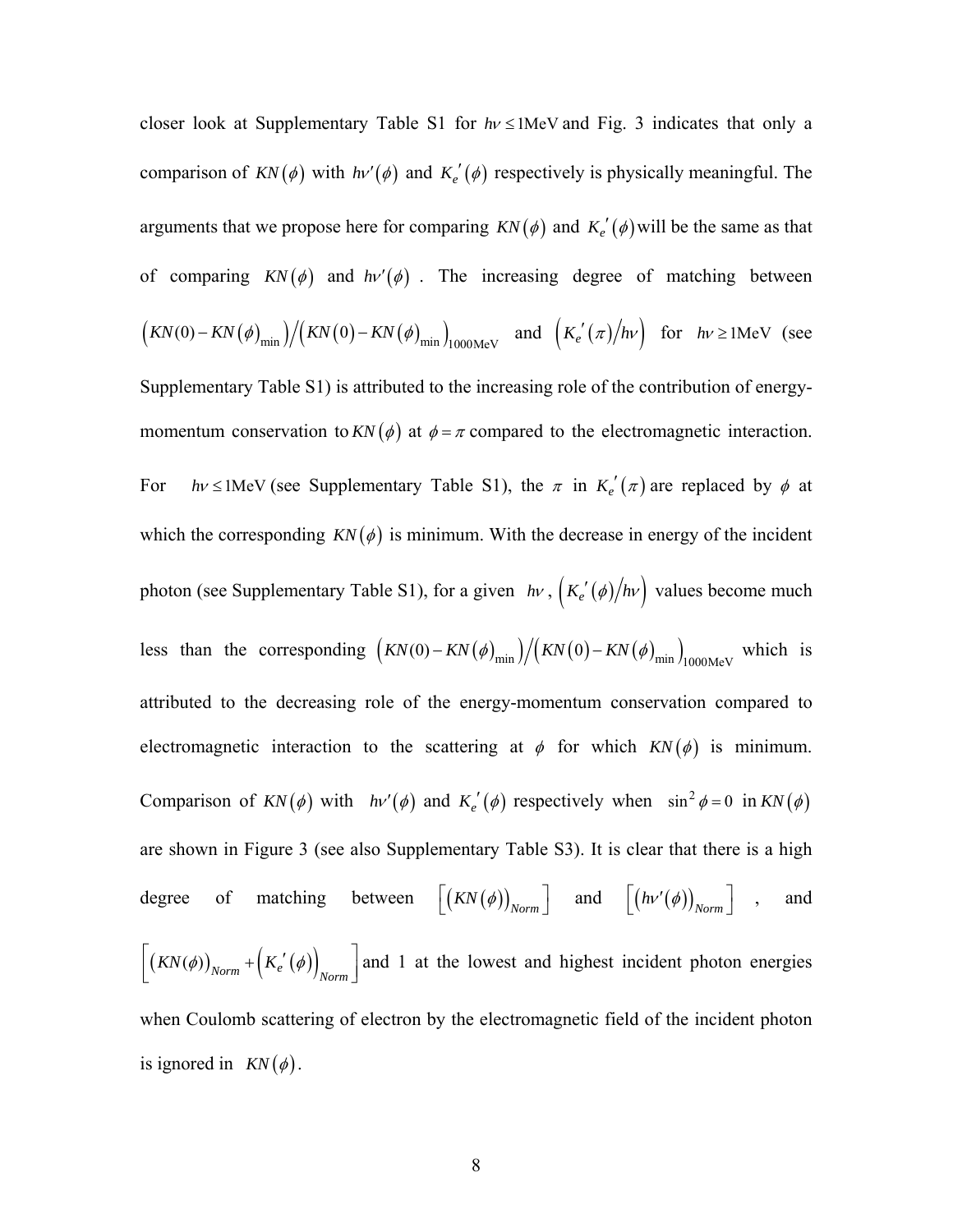closer look at Supplementary Table S1 for $h\nu \leq 1\text{MeV}$ and Fig. 3 indicates that only a comparison of $KN(\phi)$ with $h\nu'(\phi)$ and $K_e{}'(\phi)$ respectively is physically meaningful. The arguments that we propose here for comparing $KN(\phi)$ and $K_e{}'(\phi)$ will be the same as that of comparing $KN(\phi)$ and $h\nu'(\phi)$. The increasing degree of matching between $\left(KN(0)-KN(\phi)_{\min}\right)/\left(KN(0)-KN(\phi)_{\min}\right)_{1000\text{MeV}}$ and $\left(K_e{}'(\pi)/h\nu\right)$ for $h\nu \geq 1\text{MeV}$ (see Supplementary Table S1) is attributed to the increasing role of the contribution of energy-momentum conservation to $KN(\phi)$ at $\phi = \pi$ compared to the electromagnetic interaction. For $h\nu \leq 1\text{MeV}$ (see Supplementary Table S1), the $\pi$ in $K_e{}'(\pi)$ are replaced by $\phi$ at which the corresponding $KN(\phi)$ is minimum. With the decrease in energy of the incident photon (see Supplementary Table S1), for a given $h\nu$, $\left(K_e{}'(\phi)/h\nu\right)$ values become much less than the corresponding $\left(KN(0)-KN(\phi)_{\min}\right)/\left(KN(0)-KN(\phi)_{\min}\right)_{1000\text{MeV}}$ which is attributed to the decreasing role of the energy-momentum conservation compared to electromagnetic interaction to the scattering at $\phi$ for which $KN(\phi)$ is minimum. Comparison of $KN(\phi)$ with $h\nu'(\phi)$ and $K_e{}'(\phi)$ respectively when $\sin^2\phi = 0$ in $KN(\phi)$ are shown in Figure 3 (see also Supplementary Table S3). It is clear that there is a high degree of matching between $\left[\left(KN(\phi)\right)_{Norm}\right]$ and $\left[\left(h\nu'(\phi)\right)_{Norm}\right]$, and $\left[\left(KN(\phi)\right)_{Norm} + \left(K_e{}'(\phi)\right)_{Norm}\right]$ and 1 at the lowest and highest incident photon energies when Coulomb scattering of electron by the electromagnetic field of the incident photon is ignored in $KN(\phi)$.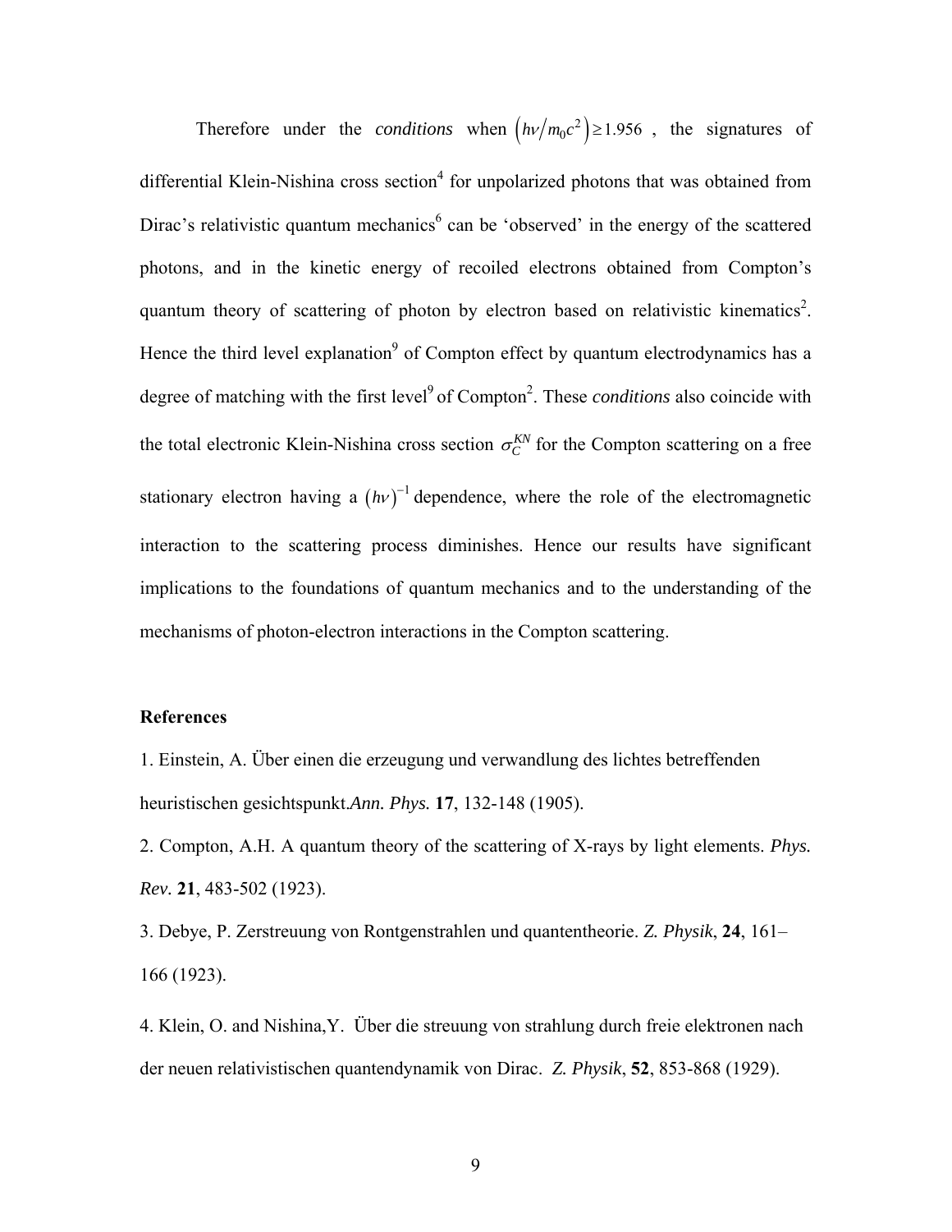Therefore under the *conditions* when $\left(h\nu / m_0 c^2\right) \geq 1.956$ , the signatures of differential Klein-Nishina cross section[4] for unpolarized photons that was obtained from Dirac's relativistic quantum mechanics[6] can be 'observed' in the energy of the scattered photons, and in the kinetic energy of recoiled electrons obtained from Compton's quantum theory of scattering of photon by electron based on relativistic kinematics[2]. Hence the third level explanation[9] of Compton effect by quantum electrodynamics has a degree of matching with the first level[9] of Compton[2]. These *conditions* also coincide with the total electronic Klein-Nishina cross section $\sigma_C^{KN}$ for the Compton scattering on a free stationary electron having a $(h\nu)^{-1}$ dependence, where the role of the electromagnetic interaction to the scattering process diminishes. Hence our results have significant implications to the foundations of quantum mechanics and to the understanding of the mechanisms of photon-electron interactions in the Compton scattering.

**References**

1. Einstein, A. Über einen die erzeugung und verwandlung des lichtes betreffenden heuristischen gesichtspunkt.*Ann. Phys.* **17**, 132-148 (1905).

2. Compton, A.H. A quantum theory of the scattering of X-rays by light elements. *Phys. Rev*. **21**, 483-502 (1923).

3. Debye, P. Zerstreuung von Rontgenstrahlen und quantentheorie. *Z. Physik*, **24**, 161–166 (1923).

4. Klein, O. and Nishina,Y. Über die streuung von strahlung durch freie elektronen nach der neuen relativistischen quantendynamik von Dirac. *Z. Physik*, **52**, 853-868 (1929).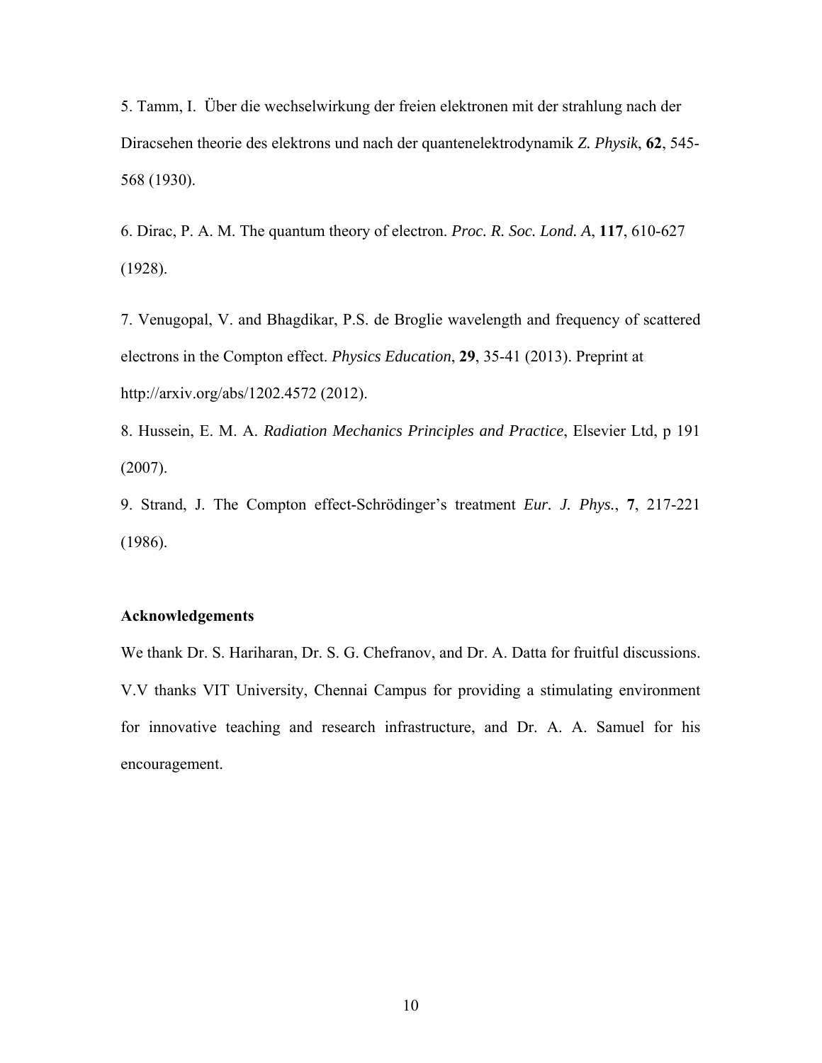5. Tamm, I. Über die wechselwirkung der freien elektronen mit der strahlung nach der Diracsehen theorie des elektrons und nach der quantenelektrodynamik *Z. Physik*, **62**, 545-568 (1930).

6. Dirac, P. A. M. The quantum theory of electron. *Proc. R. Soc. Lond. A*, **117**, 610-627 (1928).

7. Venugopal, V. and Bhagdikar, P.S. de Broglie wavelength and frequency of scattered electrons in the Compton effect. *Physics Education*, **29**, 35-41 (2013). Preprint at http://arxiv.org/abs/1202.4572 (2012).

8. Hussein, E. M. A. *Radiation Mechanics Principles and Practice*, Elsevier Ltd, p 191 (2007).

9. Strand, J. The Compton effect-Schrödinger's treatment *Eur. J. Phys.*, **7**, 217-221 (1986).

**Acknowledgements**

We thank Dr. S. Hariharan, Dr. S. G. Chefranov, and Dr. A. Datta for fruitful discussions. V.V thanks VIT University, Chennai Campus for providing a stimulating environment for innovative teaching and research infrastructure, and Dr. A. A. Samuel for his encouragement.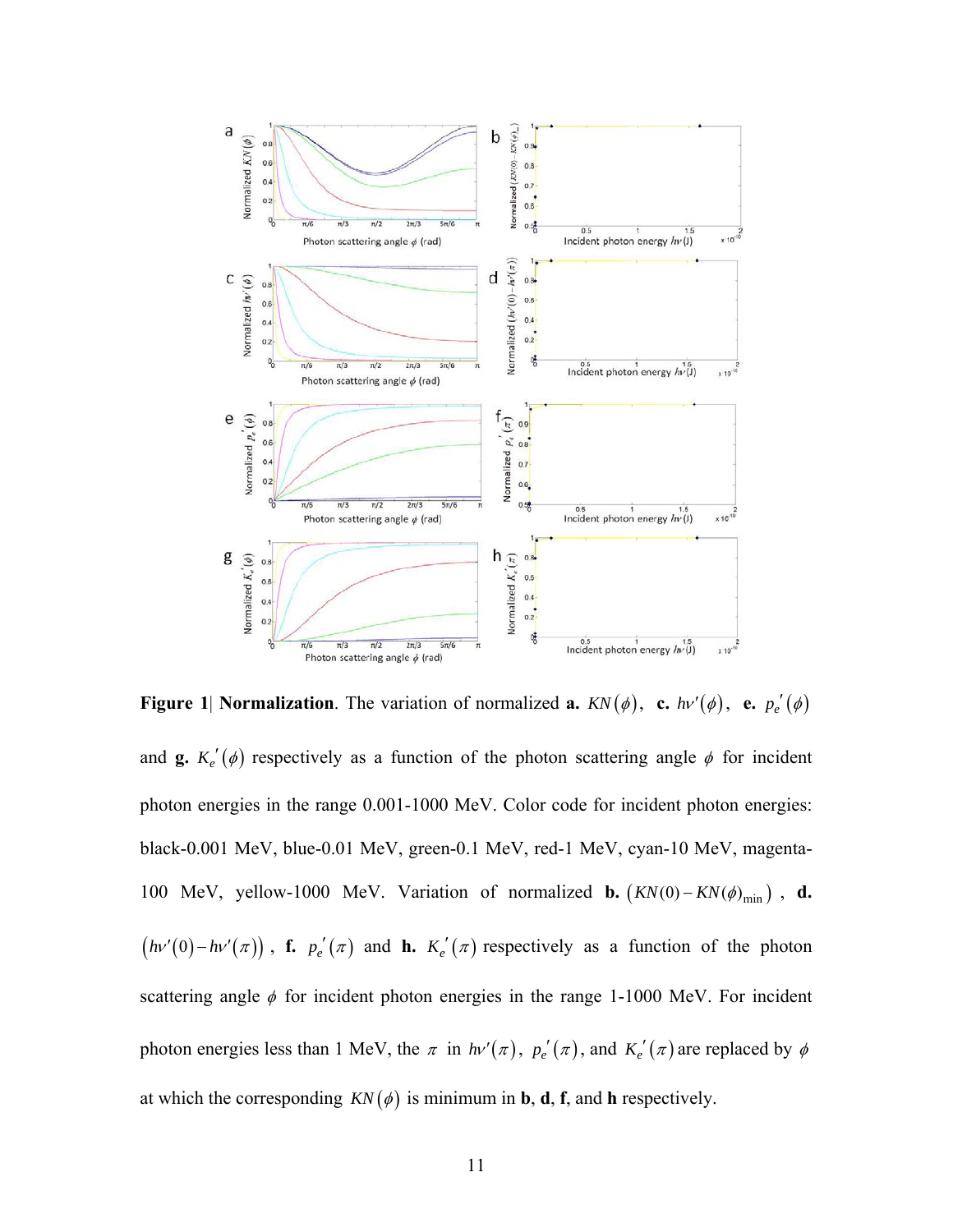**Figure 1| Normalization**. The variation of normalized **a.** $KN(\phi)$, **c.** $h\nu'(\phi)$, **e.** $p_e'(\phi)$ and **g.** $K_e'(\phi)$ respectively as a function of the photon scattering angle $\phi$ for incident photon energies in the range 0.001-1000 MeV. Color code for incident photon energies: black-0.001 MeV, blue-0.01 MeV, green-0.1 MeV, red-1 MeV, cyan-10 MeV, magenta-100 MeV, yellow-1000 MeV. Variation of normalized **b.** $\left(KN(0)-KN(\phi)_{\min}\right)$, **d.** $\left(h\nu'(0)-h\nu'(\pi)\right)$, **f.** $p_e'(\pi)$ and **h.** $K_e'(\pi)$ respectively as a function of the photon scattering angle $\phi$ for incident photon energies in the range 1-1000 MeV. For incident photon energies less than 1 MeV, the $\pi$ in $h\nu'(\pi)$, $p_e'(\pi)$, and $K_e'(\pi)$ are replaced by $\phi$ at which the corresponding $KN(\phi)$ is minimum in **b**, **d**, **f**, and **h** respectively.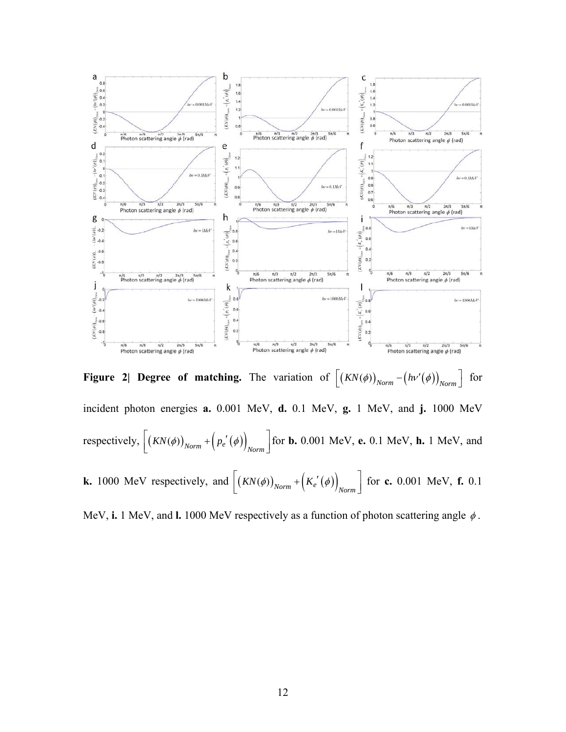**Figure 2| Degree of matching.** The variation of $\left[\left(KN(\phi)\right)_{Norm} - \left(h\nu'(\phi)\right)_{Norm}\right]$ for incident photon energies **a.** 0.001 MeV, **d.** 0.1 MeV, **g.** 1 MeV, and **j.** 1000 MeV respectively, $\left[\left(KN(\phi)\right)_{Norm} + \left(p_e'(\phi)\right)_{Norm}\right]$ for **b.** 0.001 MeV, **e.** 0.1 MeV, **h.** 1 MeV, and **k.** 1000 MeV respectively, and $\left[\left(KN(\phi)\right)_{Norm} + \left(K_e'(\phi)\right)_{Norm}\right]$ for **c.** 0.001 MeV, **f.** 0.1 MeV, **i.** 1 MeV, and **l.** 1000 MeV respectively as a function of photon scattering angle $\phi$.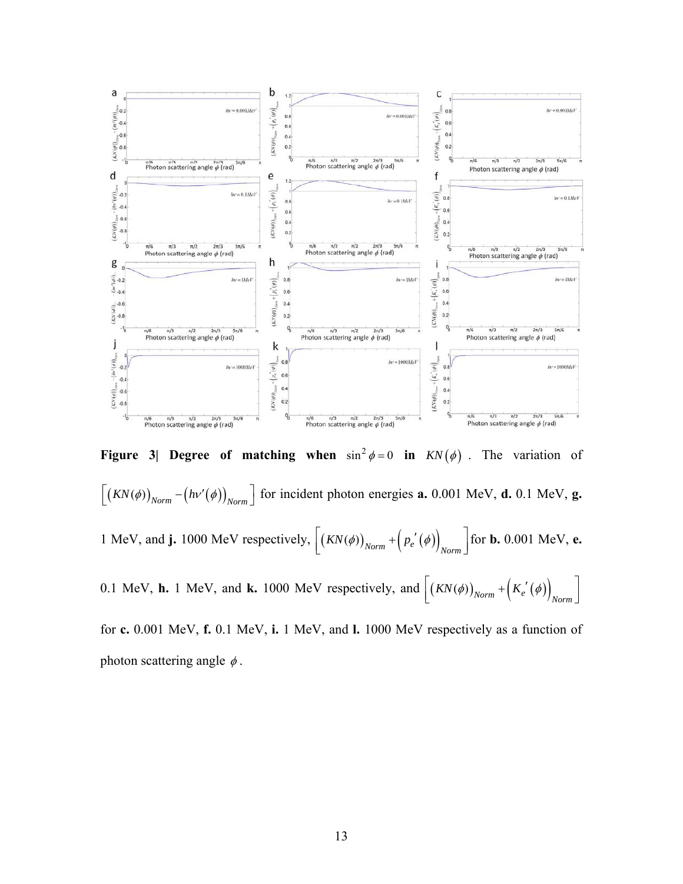**Figure 3| Degree of matching when $\sin^2\phi = 0$ in $KN(\phi)$**. The variation of $\left[ (KN(\phi))_{Norm} - (h\nu'(\phi))_{Norm} \right]$ for incident photon energies **a.** 0.001 MeV, **d.** 0.1 MeV, **g.** 1 MeV, and **j.** 1000 MeV respectively, $\left[ (KN(\phi))_{Norm} + \left( p_e{}'(\phi) \right)_{Norm} \right]$ for **b.** 0.001 MeV, **e.** 0.1 MeV, **h.** 1 MeV, and **k.** 1000 MeV respectively, and $\left[ (KN(\phi))_{Norm} + \left( K_e{}'(\phi) \right)_{Norm} \right]$ for **c.** 0.001 MeV, **f.** 0.1 MeV, **i.** 1 MeV, and **l.** 1000 MeV respectively as a function of photon scattering angle $\phi$.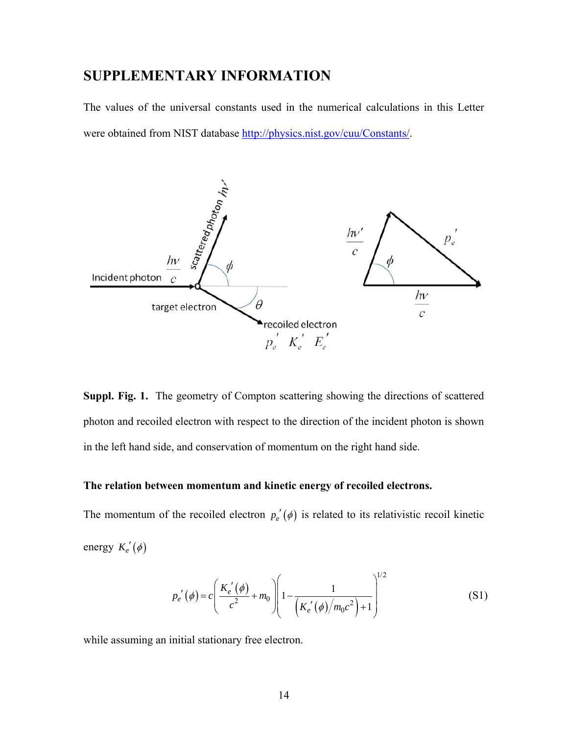## SUPPLEMENTARY INFORMATION

The values of the universal constants used in the numerical calculations in this Letter were obtained from NIST database http://physics.nist.gov/cuu/Constants/.

**Suppl. Fig. 1.** The geometry of Compton scattering showing the directions of scattered photon and recoiled electron with respect to the direction of the incident photon is shown in the left hand side, and conservation of momentum on the right hand side.

**The relation between momentum and kinetic energy of recoiled electrons.**

The momentum of the recoiled electron $p_e'(\phi)$ is related to its relativistic recoil kinetic energy $K_e'(\phi)$

$$p_e'(\phi) = c\left(\frac{K_e'(\phi)}{c^2} + m_0\right)\left(1 - \frac{1}{\left(K_e'(\phi)/m_0c^2\right)+1}\right)^{1/2} \tag{S1}$$

while assuming an initial stationary free electron.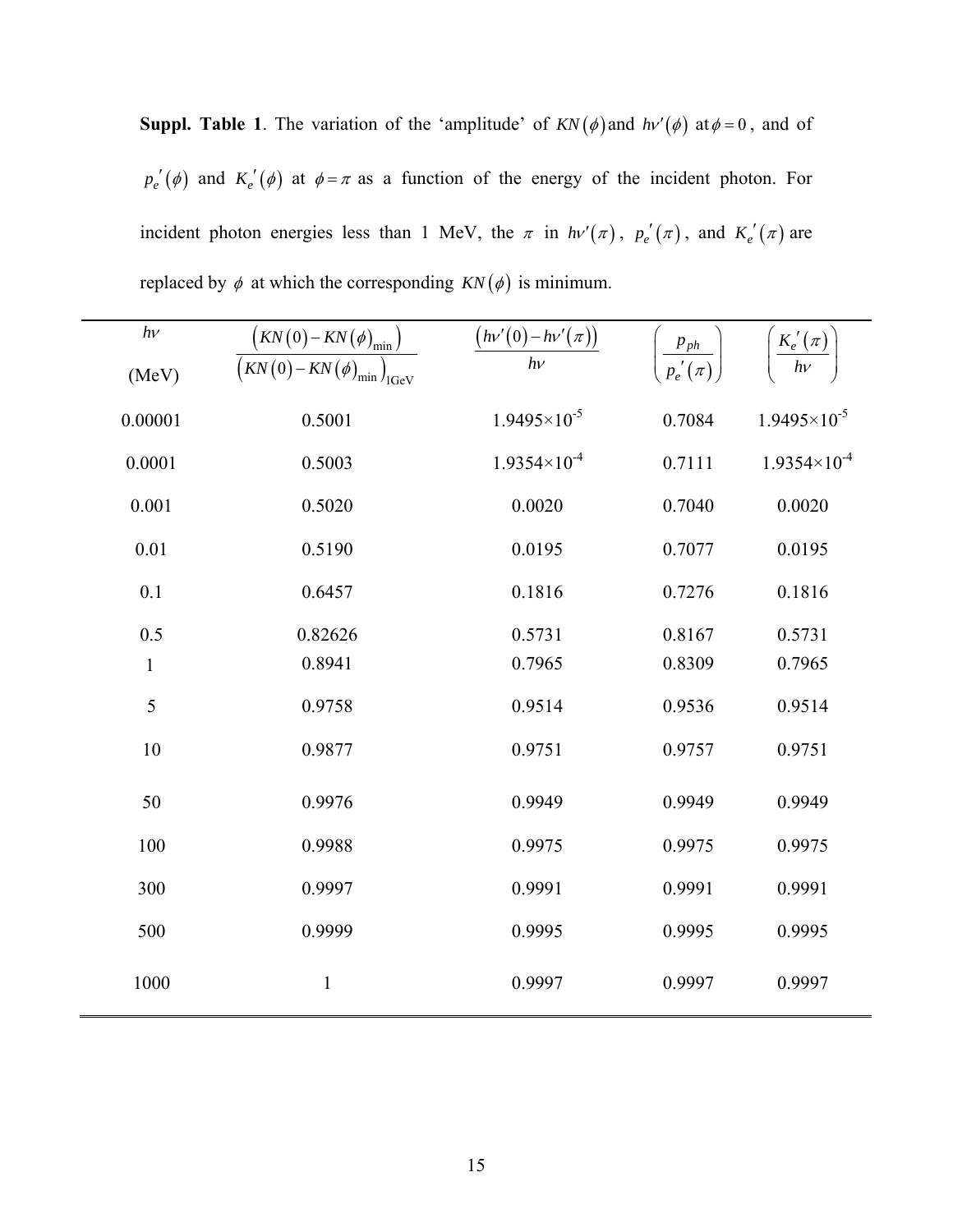**Suppl. Table 1**. The variation of the 'amplitude' of $KN(\phi)$ and $h\nu'(\phi)$ at $\phi = 0$, and of $p_e'(\phi)$ and $K_e'(\phi)$ at $\phi = \pi$ as a function of the energy of the incident photon. For incident photon energies less than 1 MeV, the $\pi$ in $h\nu'(\pi)$, $p_e'(\pi)$, and $K_e'(\pi)$ are replaced by $\phi$ at which the corresponding $KN(\phi)$ is minimum.

| $h\nu$ (MeV) | $\dfrac{\left(KN(0)-KN(\phi)_{\min}\right)}{\left(KN(0)-KN(\phi)_{\min}\right)_{1\text{GeV}}}$ | $\dfrac{\left(h\nu'(0)-h\nu'(\pi)\right)}{h\nu}$ | $\left(\dfrac{p_{ph}}{p_e'(\pi)}\right)$ | $\left(\dfrac{K_e'(\pi)}{h\nu}\right)$ |
|---|---|---|---|---|
| 0.00001 | 0.5001 | $1.9495\times10^{-5}$ | 0.7084 | $1.9495\times10^{-5}$ |
| 0.0001 | 0.5003 | $1.9354\times10^{-4}$ | 0.7111 | $1.9354\times10^{-4}$ |
| 0.001 | 0.5020 | 0.0020 | 0.7040 | 0.0020 |
| 0.01 | 0.5190 | 0.0195 | 0.7077 | 0.0195 |
| 0.1 | 0.6457 | 0.1816 | 0.7276 | 0.1816 |
| 0.5 | 0.82626 | 0.5731 | 0.8167 | 0.5731 |
| 1 | 0.8941 | 0.7965 | 0.8309 | 0.7965 |
| 5 | 0.9758 | 0.9514 | 0.9536 | 0.9514 |
| 10 | 0.9877 | 0.9751 | 0.9757 | 0.9751 |
| 50 | 0.9976 | 0.9949 | 0.9949 | 0.9949 |
| 100 | 0.9988 | 0.9975 | 0.9975 | 0.9975 |
| 300 | 0.9997 | 0.9991 | 0.9991 | 0.9991 |
| 500 | 0.9999 | 0.9995 | 0.9995 | 0.9995 |
| 1000 | 1 | 0.9997 | 0.9997 | 0.9997 |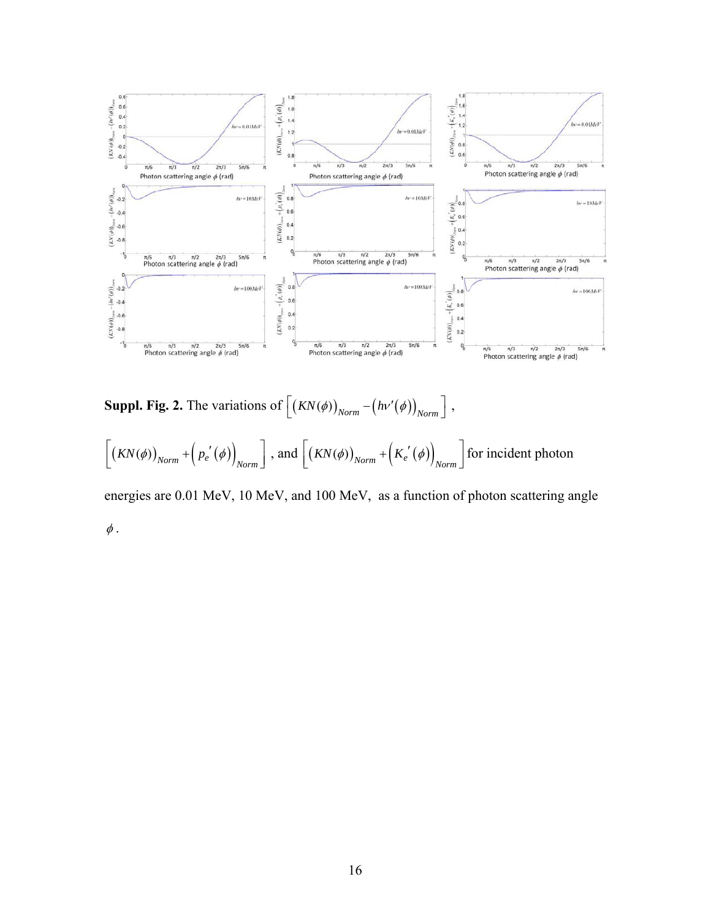**Suppl. Fig. 2.** The variations of $\left[\left(KN(\phi)\right)_{Norm} - \left(h\nu'(\phi)\right)_{Norm}\right]$, $\left[\left(KN(\phi)\right)_{Norm} + \left(p_e'(\phi)\right)_{Norm}\right]$, and $\left[\left(KN(\phi)\right)_{Norm} + \left(K_e'(\phi)\right)_{Norm}\right]$ for incident photon energies are 0.01 MeV, 10 MeV, and 100 MeV, as a function of photon scattering angle $\phi$.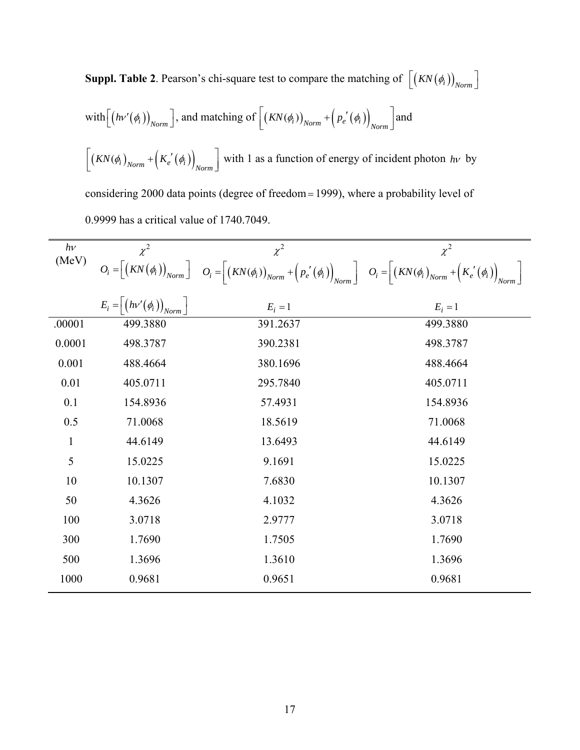**Suppl. Table 2**. Pearson's chi-square test to compare the matching of $\left[\left(KN\left(\phi_i\right)\right)_{Norm}\right]$ with $\left[\left(h\nu'\left(\phi_i\right)\right)_{Norm}\right]$, and matching of $\left[\left(KN(\phi_i)\right)_{Norm} + \left(p_e{}'\left(\phi_i\right)\right)_{Norm}\right]$ and $\left[\left(KN(\phi_i\right)_{Norm} + \left(K_e{}'\left(\phi_i\right)\right)_{Norm}\right]$ with 1 as a function of energy of incident photon $h\nu$ by considering 2000 data points (degree of freedom = 1999), where a probability level of 0.9999 has a critical value of 1740.7049.

| $h\nu$ (MeV) | $\chi^2$ <br> $O_i = \left[\left(KN\left(\phi_i\right)\right)_{Norm}\right]$ <br> $E_i = \left[\left(h\nu'\left(\phi_i\right)\right)_{Norm}\right]$ | $\chi^2$ <br> $O_i = \left[\left(KN(\phi_i)\right)_{Norm} + \left(p_e{}'\left(\phi_i\right)\right)_{Norm}\right]$ <br> $E_i = 1$ | $\chi^2$ <br> $O_i = \left[\left(KN(\phi_i\right)_{Norm} + \left(K_e{}'\left(\phi_i\right)\right)_{Norm}\right]$ <br> $E_i = 1$ |
|---|---|---|---|
| .00001 | 499.3880 | 391.2637 | 499.3880 |
| 0.0001 | 498.3787 | 390.2381 | 498.3787 |
| 0.001 | 488.4664 | 380.1696 | 488.4664 |
| 0.01 | 405.0711 | 295.7840 | 405.0711 |
| 0.1 | 154.8936 | 57.4931 | 154.8936 |
| 0.5 | 71.0068 | 18.5619 | 71.0068 |
| 1 | 44.6149 | 13.6493 | 44.6149 |
| 5 | 15.0225 | 9.1691 | 15.0225 |
| 10 | 10.1307 | 7.6830 | 10.1307 |
| 50 | 4.3626 | 4.1032 | 4.3626 |
| 100 | 3.0718 | 2.9777 | 3.0718 |
| 300 | 1.7690 | 1.7505 | 1.7690 |
| 500 | 1.3696 | 1.3610 | 1.3696 |
| 1000 | 0.9681 | 0.9651 | 0.9681 |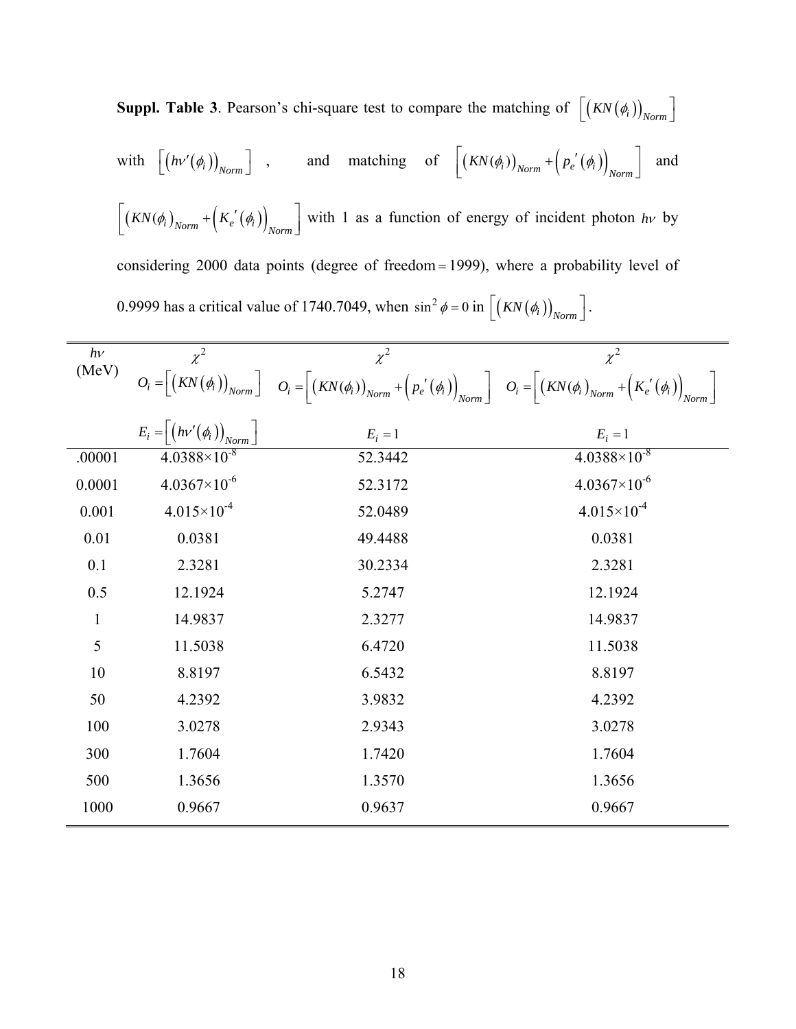**Suppl. Table 3**. Pearson's chi-square test to compare the matching of $\left[\left(KN\left(\phi_i\right)\right)_{Norm}\right]$ with $\left[\left(h\nu'\left(\phi_i\right)\right)_{Norm}\right]$, and matching of $\left[\left(KN(\phi_i)\right)_{Norm}+\left(p_e{}'\left(\phi_i\right)\right)_{Norm}\right]$ and $\left[\left(KN(\phi_i\right)_{Norm}+\left(K_e{}'\left(\phi_i\right)\right)_{Norm}\right]$ with 1 as a function of energy of incident photon $h\nu$ by considering 2000 data points (degree of freedom$=1999$), where a probability level of 0.9999 has a critical value of 1740.7049, when $\sin^2\phi=0$ in $\left[\left(KN\left(\phi_i\right)\right)_{Norm}\right]$.

| $h\nu$ (MeV) | $\chi^2$ $O_i=\left[\left(KN\left(\phi_i\right)\right)_{Norm}\right]$ $E_i=\left[\left(h\nu'\left(\phi_i\right)\right)_{Norm}\right]$ | $\chi^2$ $O_i=\left[\left(KN(\phi_i)\right)_{Norm}+\left(p_e{}'\left(\phi_i\right)\right)_{Norm}\right]$ $E_i=1$ | $\chi^2$ $O_i=\left[\left(KN(\phi_i\right)_{Norm}+\left(K_e{}'\left(\phi_i\right)\right)_{Norm}\right]$ $E_i=1$ |
|---|---|---|---|
| .00001 | $4.0388\times10^{-8}$ | 52.3442 | $4.0388\times10^{-8}$ |
| 0.0001 | $4.0367\times10^{-6}$ | 52.3172 | $4.0367\times10^{-6}$ |
| 0.001 | $4.015\times10^{-4}$ | 52.0489 | $4.015\times10^{-4}$ |
| 0.01 | 0.0381 | 49.4488 | 0.0381 |
| 0.1 | 2.3281 | 30.2334 | 2.3281 |
| 0.5 | 12.1924 | 5.2747 | 12.1924 |
| 1 | 14.9837 | 2.3277 | 14.9837 |
| 5 | 11.5038 | 6.4720 | 11.5038 |
| 10 | 8.8197 | 6.5432 | 8.8197 |
| 50 | 4.2392 | 3.9832 | 4.2392 |
| 100 | 3.0278 | 2.9343 | 3.0278 |
| 300 | 1.7604 | 1.7420 | 1.7604 |
| 500 | 1.3656 | 1.3570 | 1.3656 |
| 1000 | 0.9667 | 0.9637 | 0.9667 |